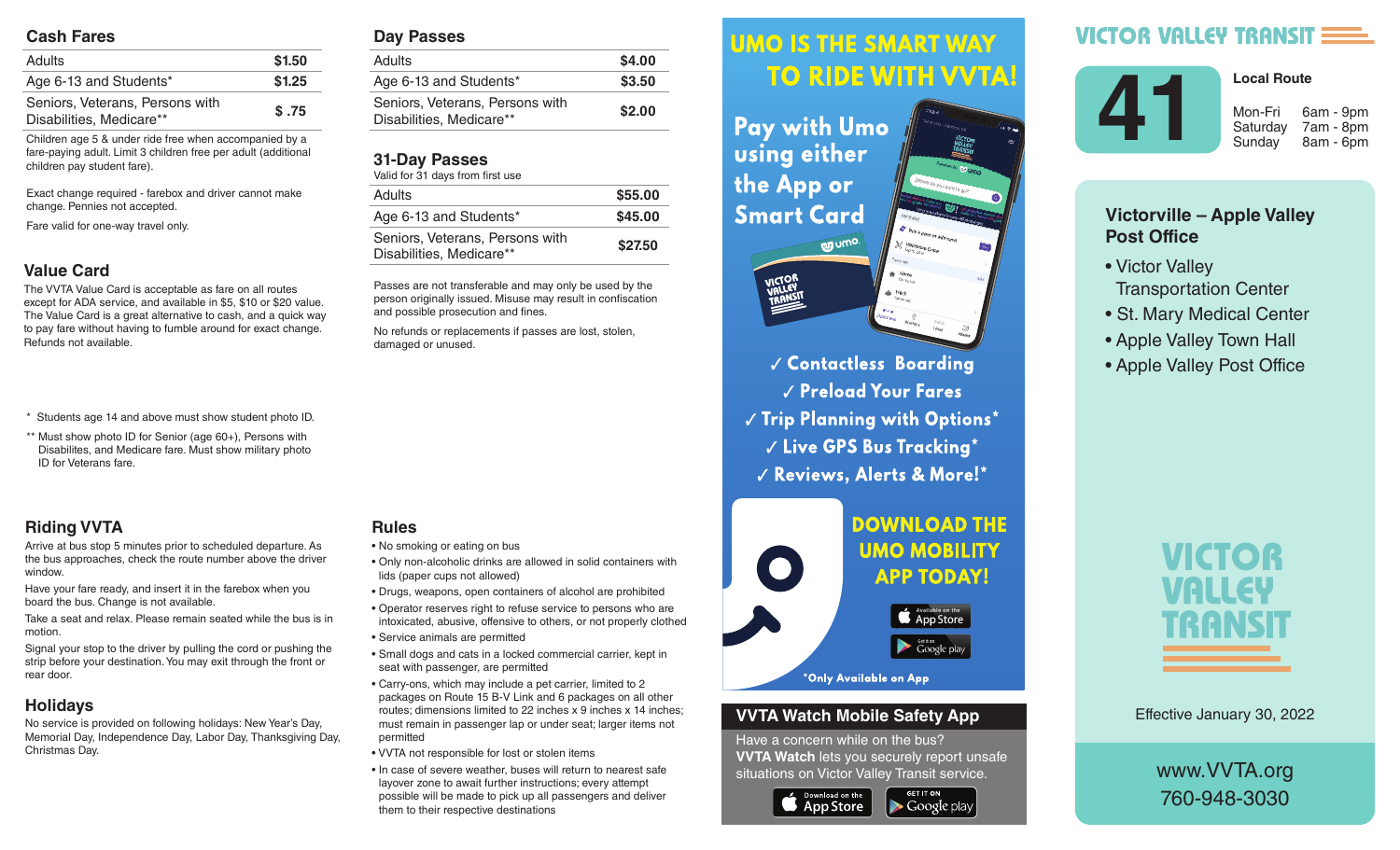## Cash Fares

| | |
|---|---|
| Adults | $1.50 |
| Age 6-13 and Students* | $1.25 |
| Seniors, Veterans, Persons with Disabilities, Medicare** | $ .75 |

Children age 5 & under ride free when accompanied by a fare-paying adult. Limit 3 children free per adult (additional children pay student fare).

Exact change required - farebox and driver cannot make change. Pennies not accepted.

Fare valid for one-way travel only.

## Value Card

The VVTA Value Card is acceptable as fare on all routes except for ADA service, and available in $5, $10 or $20 value. The Value Card is a great alternative to cash, and a quick way to pay fare without having to fumble around for exact change. Refunds not available.

\* Students age 14 and above must show student photo ID.

\*\* Must show photo ID for Senior (age 60+), Persons with Disabilites, and Medicare fare. Must show military photo ID for Veterans fare.

## Day Passes

| | |
|---|---|
| Adults | $4.00 |
| Age 6-13 and Students* | $3.50 |
| Seniors, Veterans, Persons with Disabilities, Medicare** | $2.00 |

## 31-Day Passes

Valid for 31 days from first use

| | |
|---|---|
| Adults | $55.00 |
| Age 6-13 and Students* | $45.00 |
| Seniors, Veterans, Persons with Disabilities, Medicare** | $27.50 |

Passes are not transferable and may only be used by the person originally issued. Misuse may result in confiscation and possible prosecution and fines.

No refunds or replacements if passes are lost, stolen, damaged or unused.

## Riding VVTA

Arrive at bus stop 5 minutes prior to scheduled departure. As the bus approaches, check the route number above the driver window.

Have your fare ready, and insert it in the farebox when you board the bus. Change is not available.

Take a seat and relax. Please remain seated while the bus is in motion.

Signal your stop to the driver by pulling the cord or pushing the strip before your destination. You may exit through the front or rear door.

## Holidays

No service is provided on following holidays: New Year's Day, Memorial Day, Independence Day, Labor Day, Thanksgiving Day, Christmas Day.

## Rules

- No smoking or eating on bus
- Only non-alcoholic drinks are allowed in solid containers with lids (paper cups not allowed)
- Drugs, weapons, open containers of alcohol are prohibited
- Operator reserves right to refuse service to persons who are intoxicated, abusive, offensive to others, or not properly clothed
- Service animals are permitted
- Small dogs and cats in a locked commercial carrier, kept in seat with passenger, are permitted
- Carry-ons, which may include a pet carrier, limited to 2 packages on Route 15 B-V Link and 6 packages on all other routes; dimensions limited to 22 inches x 9 inches x 14 inches; must remain in passenger lap or under seat; larger items not permitted
- VVTA not responsible for lost or stolen items
- In case of severe weather, buses will return to nearest safe layover zone to await further instructions; every attempt possible will be made to pick up all passengers and deliver them to their respective destinations

## UMO IS THE SMART WAY TO RIDE WITH VVTA!

Pay with Umo using either the App or Smart Card

- ✓ Contactless Boarding
- ✓ Preload Your Fares
- ✓ Trip Planning with Options*
- ✓ Live GPS Bus Tracking*
- ✓ Reviews, Alerts & More!*

**DOWNLOAD THE UMO MOBILITY APP TODAY!**

App Store | Google play

*Only Available on App

## VVTA Watch Mobile Safety App

Have a concern while on the bus? **VVTA Watch** lets you securely report unsafe situations on Victor Valley Transit service.

App Store | Google play

# VICTOR VALLEY TRANSIT

## 41

**Local Route**

| | |
|---|---|
| Mon-Fri | 6am - 9pm |
| Saturday | 7am - 8pm |
| Sunday | 8am - 6pm |

### Victorville – Apple Valley Post Office

- Victor Valley Transportation Center
- St. Mary Medical Center
- Apple Valley Town Hall
- Apple Valley Post Office

VICTOR VALLEY TRANSIT

Effective January 30, 2022

www.VVTA.org

760-948-3030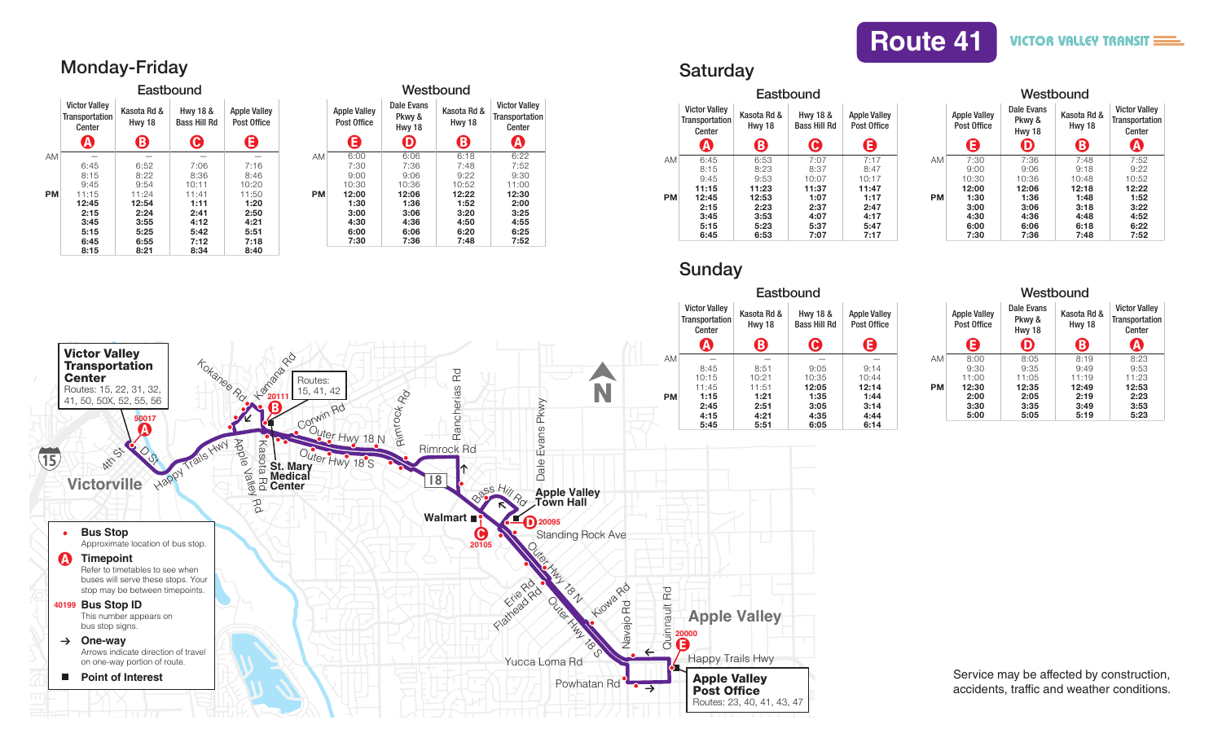# Route 41

VICTOR VALLEY TRANSIT

## Monday-Friday

### Eastbound

| | Victor Valley Transportation Center (A) | Kasota Rd & Hwy 18 (B) | Hwy 18 & Bass Hill Rd (C) | Apple Valley Post Office (E) |
|---|---|---|---|---|
| AM | – | – | – | – |
| | 6:45 | 6:52 | 7:06 | 7:16 |
| | 8:15 | 8:22 | 8:36 | 8:46 |
| | 9:45 | 9:54 | 10:11 | 10:20 |
| PM | 11:15 | 11:24 | 11:41 | 11:50 |
| | **12:45** | **12:54** | **1:11** | **1:20** |
| | **2:15** | **2:24** | **2:41** | **2:50** |
| | **3:45** | **3:55** | **4:12** | **4:21** |
| | **5:15** | **5:25** | **5:42** | **5:51** |
| | **6:45** | **6:55** | **7:12** | **7:18** |
| | **8:15** | **8:21** | **8:34** | **8:40** |

### Westbound

| | Apple Valley Post Office (E) | Dale Evans Pkwy & Hwy 18 (D) | Kasota Rd & Hwy 18 (B) | Victor Valley Transportation Center (A) |
|---|---|---|---|---|
| AM | 6:00 | 6:06 | 6:18 | 6:22 |
| | 7:30 | 7:36 | 7:48 | 7:52 |
| | 9:00 | 9:06 | 9:22 | 9:30 |
| | 10:30 | 10:36 | 10:52 | 11:00 |
| PM | **12:00** | **12:06** | **12:22** | **12:30** |
| | **1:30** | **1:36** | **1:52** | **2:00** |
| | **3:00** | **3:06** | **3:20** | **3:25** |
| | **4:30** | **4:36** | **4:50** | **4:55** |
| | **6:00** | **6:06** | **6:20** | **6:25** |
| | **7:30** | **7:36** | **7:48** | **7:52** |

## Saturday

### Eastbound

| | Victor Valley Transportation Center (A) | Kasota Rd & Hwy 18 (B) | Hwy 18 & Bass Hill Rd (C) | Apple Valley Post Office (E) |
|---|---|---|---|---|
| AM | 6:45 | 6:53 | 7:07 | 7:17 |
| | 8:15 | 8:23 | 8:37 | 8:47 |
| | 9:45 | 9:53 | 10:07 | 10:17 |
| | **11:15** | **11:23** | **11:37** | **11:47** |
| PM | **12:45** | **12:53** | **1:07** | **1:17** |
| | **2:15** | **2:23** | **2:37** | **2:47** |
| | **3:45** | **3:53** | **4:07** | **4:17** |
| | **5:15** | **5:23** | **5:37** | **5:47** |
| | **6:45** | **6:53** | **7:07** | **7:17** |

### Westbound

| | Apple Valley Post Office (E) | Dale Evans Pkwy & Hwy 18 (D) | Kasota Rd & Hwy 18 (B) | Victor Valley Transportation Center (A) |
|---|---|---|---|---|
| AM | 7:30 | 7:36 | 7:48 | 7:52 |
| | 9:00 | 9:06 | 9:18 | 9:22 |
| | 10:30 | 10:36 | 10:48 | 10:52 |
| | **12:00** | **12:06** | **12:18** | **12:22** |
| PM | **1:30** | **1:36** | **1:48** | **1:52** |
| | **3:00** | **3:06** | **3:18** | **3:22** |
| | **4:30** | **4:36** | **4:48** | **4:52** |
| | **6:00** | **6:06** | **6:18** | **6:22** |
| | **7:30** | **7:36** | **7:48** | **7:52** |

## Sunday

### Eastbound

| | Victor Valley Transportation Center (A) | Kasota Rd & Hwy 18 (B) | Hwy 18 & Bass Hill Rd (C) | Apple Valley Post Office (E) |
|---|---|---|---|---|
| AM | – | – | – | – |
| | 8:45 | 8:51 | 9:05 | 9:14 |
| | 10:15 | 10:21 | 10:35 | 10:44 |
| | 11:45 | 11:51 | **12:05** | **12:14** |
| PM | **1:15** | **1:21** | **1:35** | **1:44** |
| | **2:45** | **2:51** | **3:05** | **3:14** |
| | **4:15** | **4:21** | **4:35** | **4:44** |
| | **5:45** | **5:51** | **6:05** | **6:14** |

### Westbound

| | Apple Valley Post Office (E) | Dale Evans Pkwy & Hwy 18 (D) | Kasota Rd & Hwy 18 (B) | Victor Valley Transportation Center (A) |
|---|---|---|---|---|
| AM | 8:00 | 8:05 | 8:19 | 8:23 |
| | 9:30 | 9:35 | 9:49 | 9:53 |
| | 11:00 | 11:05 | 11:19 | 11:23 |
| PM | **12:30** | **12:35** | **12:49** | **12:53** |
| | **2:00** | **2:05** | **2:19** | **2:23** |
| | **3:30** | **3:35** | **3:49** | **3:53** |
| | **5:00** | **5:05** | **5:19** | **5:23** |

**Victor Valley Transportation Center**
Routes: 15, 22, 31, 32, 41, 50, 50X, 52, 55, 56

Routes: 15, 41, 42

**St. Mary Medical Center**

**Apple Valley Town Hall**

**Walmart**

**Apple Valley Post Office**
Routes: 23, 40, 41, 43, 47

Victorville

Apple Valley

- **Bus Stop** – Approximate location of bus stop.
- **Timepoint** – Refer to timetables to see when buses will serve these stops. Your stop may be between timepoints.
- **Bus Stop ID** – This number appears on bus stop signs.
- **One-way** – Arrows indicate direction of travel on one-way portion of route.
- **Point of Interest**

Service may be affected by construction, accidents, traffic and weather conditions.